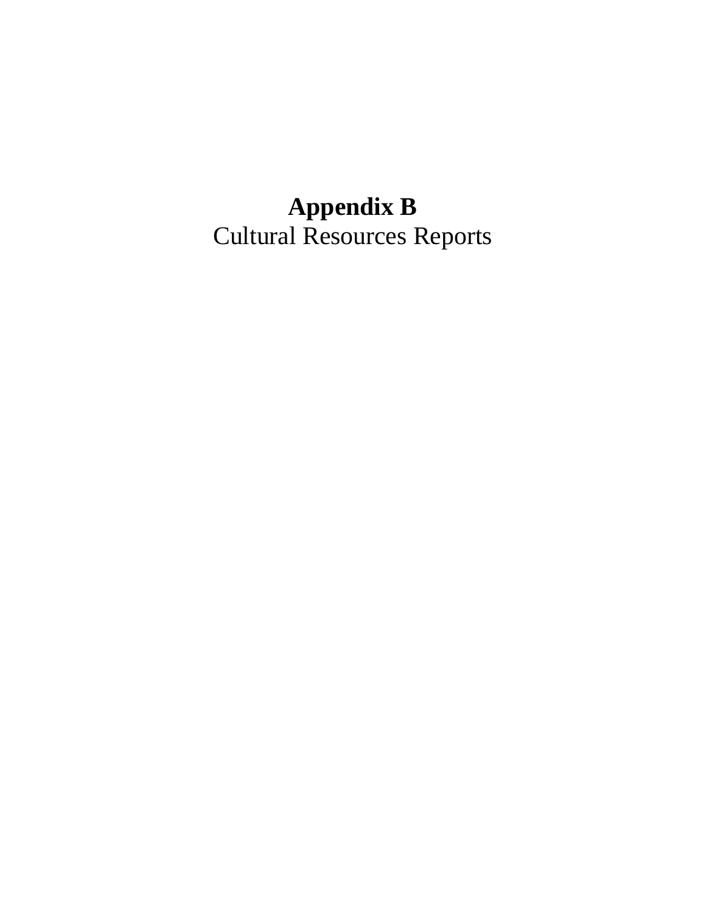# Appendix B

Cultural Resources Reports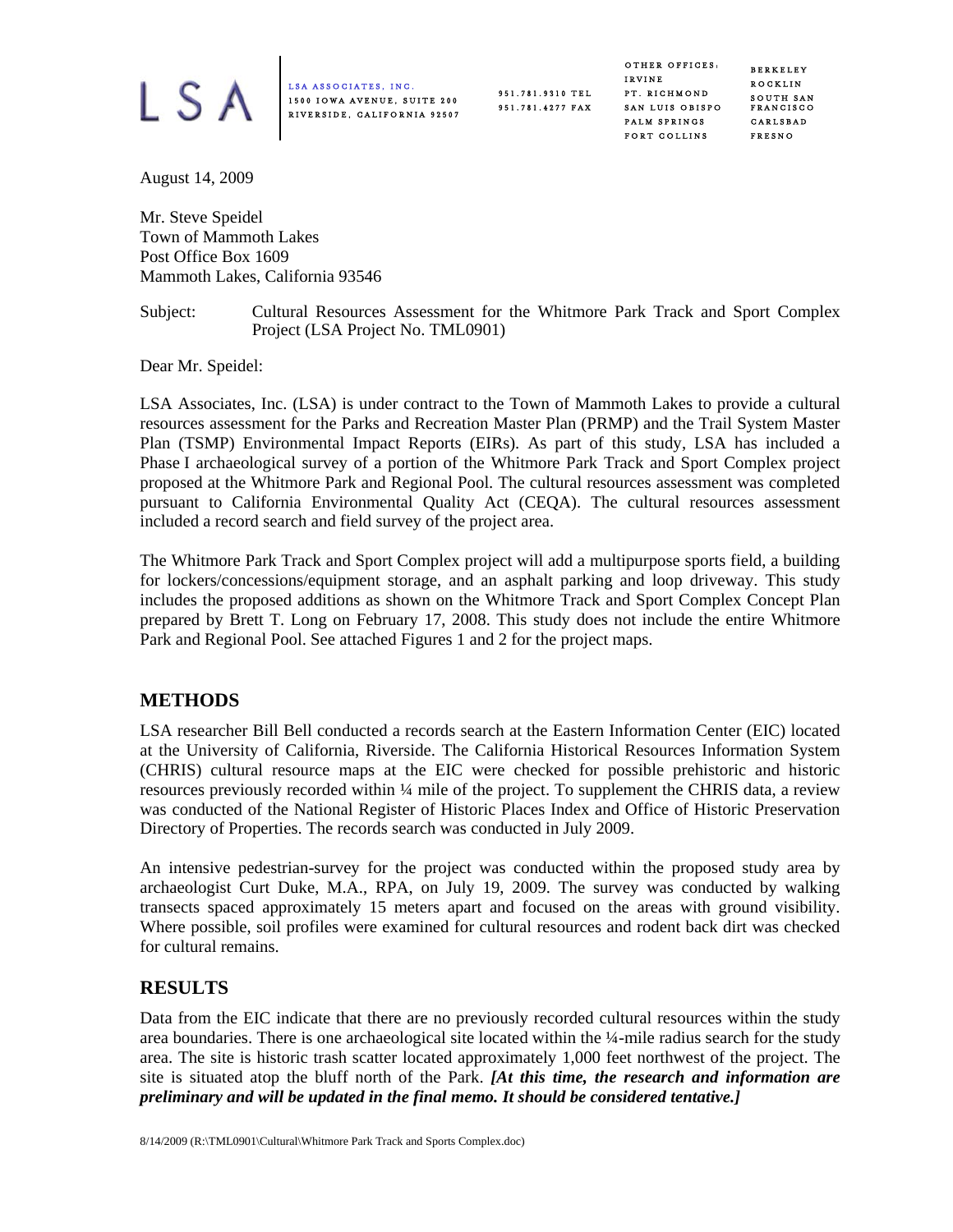LSA ASSOCIATES, INC.
1500 IOWA AVENUE, SUITE 200
RIVERSIDE, CALIFORNIA 92507

951.781.9310 TEL
951.781.4277 FAX

OTHER OFFICES:
IRVINE
PT. RICHMOND
SAN LUIS OBISPO
PALM SPRINGS
FORT COLLINS

BERKELEY
ROCKLIN
SOUTH SAN FRANCISCO
CARLSBAD
FRESNO

August 14, 2009

Mr. Steve Speidel
Town of Mammoth Lakes
Post Office Box 1609
Mammoth Lakes, California 93546

Subject: Cultural Resources Assessment for the Whitmore Park Track and Sport Complex Project (LSA Project No. TML0901)

Dear Mr. Speidel:

LSA Associates, Inc. (LSA) is under contract to the Town of Mammoth Lakes to provide a cultural resources assessment for the Parks and Recreation Master Plan (PRMP) and the Trail System Master Plan (TSMP) Environmental Impact Reports (EIRs). As part of this study, LSA has included a Phase I archaeological survey of a portion of the Whitmore Park Track and Sport Complex project proposed at the Whitmore Park and Regional Pool. The cultural resources assessment was completed pursuant to California Environmental Quality Act (CEQA). The cultural resources assessment included a record search and field survey of the project area.

The Whitmore Park Track and Sport Complex project will add a multipurpose sports field, a building for lockers/concessions/equipment storage, and an asphalt parking and loop driveway. This study includes the proposed additions as shown on the Whitmore Track and Sport Complex Concept Plan prepared by Brett T. Long on February 17, 2008. This study does not include the entire Whitmore Park and Regional Pool. See attached Figures 1 and 2 for the project maps.

## METHODS

LSA researcher Bill Bell conducted a records search at the Eastern Information Center (EIC) located at the University of California, Riverside. The California Historical Resources Information System (CHRIS) cultural resource maps at the EIC were checked for possible prehistoric and historic resources previously recorded within ¼ mile of the project. To supplement the CHRIS data, a review was conducted of the National Register of Historic Places Index and Office of Historic Preservation Directory of Properties. The records search was conducted in July 2009.

An intensive pedestrian-survey for the project was conducted within the proposed study area by archaeologist Curt Duke, M.A., RPA, on July 19, 2009. The survey was conducted by walking transects spaced approximately 15 meters apart and focused on the areas with ground visibility. Where possible, soil profiles were examined for cultural resources and rodent back dirt was checked for cultural remains.

## RESULTS

Data from the EIC indicate that there are no previously recorded cultural resources within the study area boundaries. There is one archaeological site located within the ¼-mile radius search for the study area. The site is historic trash scatter located approximately 1,000 feet northwest of the project. The site is situated atop the bluff north of the Park. ***[At this time, the research and information are preliminary and will be updated in the final memo. It should be considered tentative.]***

8/14/2009 (R:\TML0901\Cultural\Whitmore Park Track and Sports Complex.doc)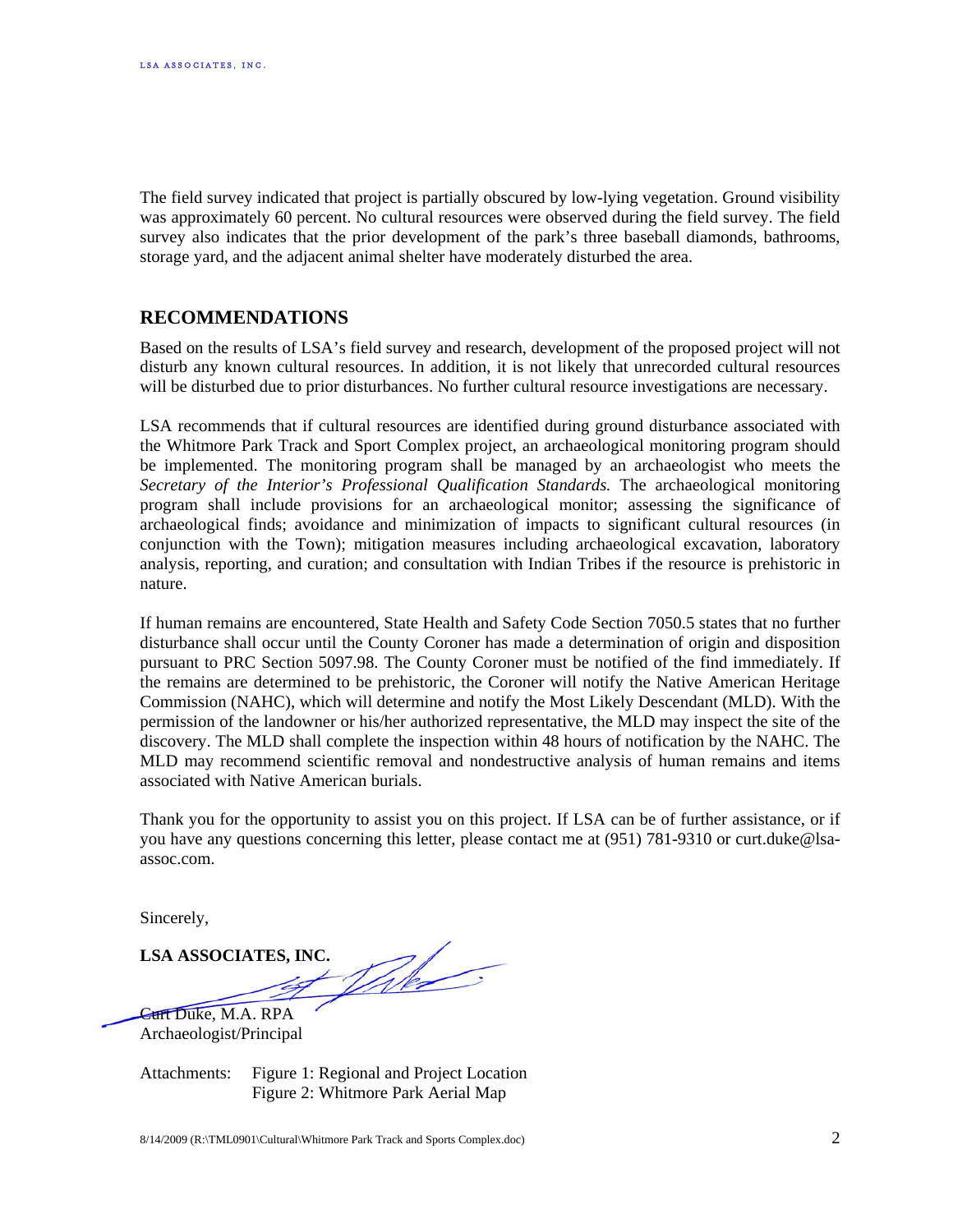The field survey indicated that project is partially obscured by low-lying vegetation. Ground visibility was approximately 60 percent. No cultural resources were observed during the field survey. The field survey also indicates that the prior development of the park's three baseball diamonds, bathrooms, storage yard, and the adjacent animal shelter have moderately disturbed the area.

## RECOMMENDATIONS

Based on the results of LSA's field survey and research, development of the proposed project will not disturb any known cultural resources. In addition, it is not likely that unrecorded cultural resources will be disturbed due to prior disturbances. No further cultural resource investigations are necessary.

LSA recommends that if cultural resources are identified during ground disturbance associated with the Whitmore Park Track and Sport Complex project, an archaeological monitoring program should be implemented. The monitoring program shall be managed by an archaeologist who meets the *Secretary of the Interior's Professional Qualification Standards.* The archaeological monitoring program shall include provisions for an archaeological monitor; assessing the significance of archaeological finds; avoidance and minimization of impacts to significant cultural resources (in conjunction with the Town); mitigation measures including archaeological excavation, laboratory analysis, reporting, and curation; and consultation with Indian Tribes if the resource is prehistoric in nature.

If human remains are encountered, State Health and Safety Code Section 7050.5 states that no further disturbance shall occur until the County Coroner has made a determination of origin and disposition pursuant to PRC Section 5097.98. The County Coroner must be notified of the find immediately. If the remains are determined to be prehistoric, the Coroner will notify the Native American Heritage Commission (NAHC), which will determine and notify the Most Likely Descendant (MLD). With the permission of the landowner or his/her authorized representative, the MLD may inspect the site of the discovery. The MLD shall complete the inspection within 48 hours of notification by the NAHC. The MLD may recommend scientific removal and nondestructive analysis of human remains and items associated with Native American burials.

Thank you for the opportunity to assist you on this project. If LSA can be of further assistance, or if you have any questions concerning this letter, please contact me at (951) 781-9310 or curt.duke@lsa-assoc.com.

Sincerely,

**LSA ASSOCIATES, INC.**

Curt Duke, M.A. RPA
Archaeologist/Principal

Attachments: Figure 1: Regional and Project Location
Figure 2: Whitmore Park Aerial Map

8/14/2009 (R:\TML0901\Cultural\Whitmore Park Track and Sports Complex.doc)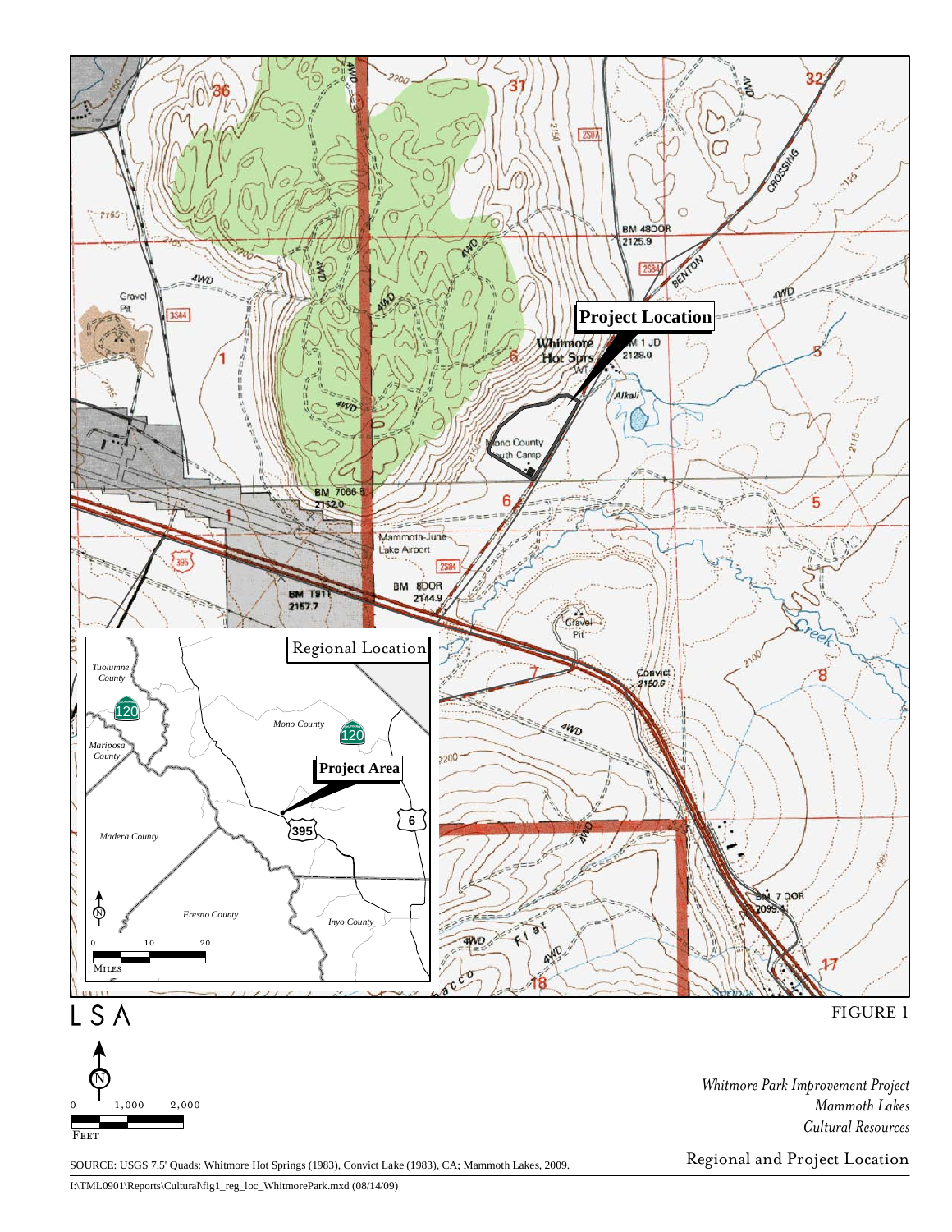LSA

FIGURE 1

*Whitmore Park Improvement Project*
*Mammoth Lakes*
*Cultural Resources*

Regional and Project Location

SOURCE: USGS 7.5' Quads: Whitmore Hot Springs (1983), Convict Lake (1983), CA; Mammoth Lakes, 2009.

I:\TML0901\Reports\Cultural\fig1_reg_loc_WhitmorePark.mxd (08/14/09)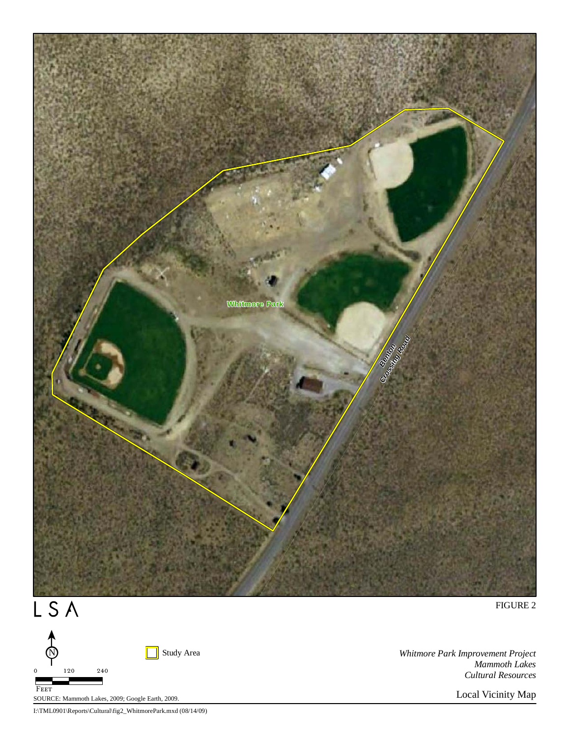Whitmore Park

Benton Crossing Road

LSA

FIGURE 2

N

0 120 240

FEET

Study Area

*Whitmore Park Improvement Project*
*Mammoth Lakes*
*Cultural Resources*

Local Vicinity Map

SOURCE: Mammoth Lakes, 2009; Google Earth, 2009.

I:\TML0901\Reports\Cultural\fig2_WhitmorePark.mxd (08/14/09)